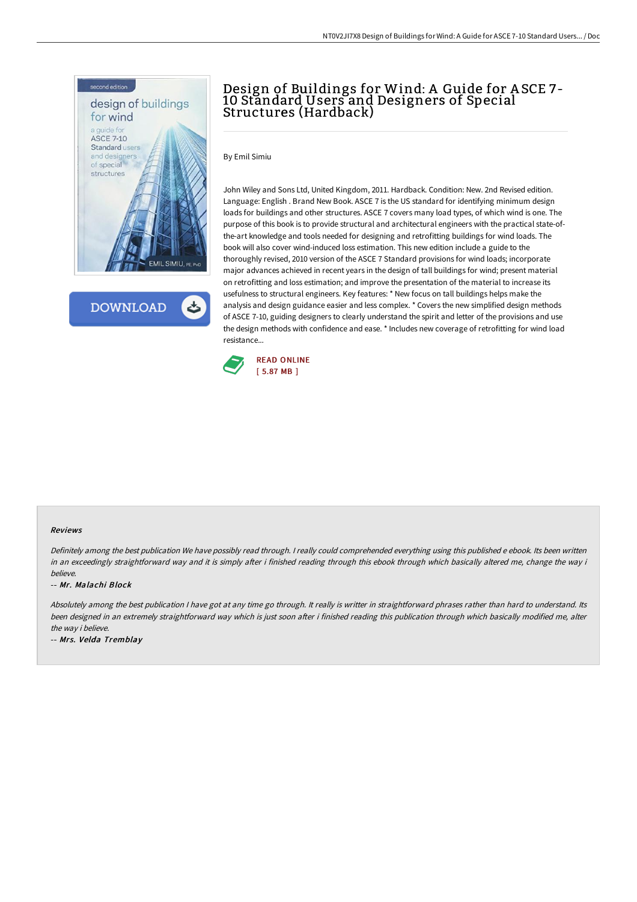# Design of Buildings for Wind: A Guide for ASCE 7-10 Standard Users and Designers of Special Structures (Hardback)

By Emil Simiu

John Wiley and Sons Ltd, United Kingdom, 2011. Hardback. Condition: New. 2nd Revised edition. Language: English . Brand New Book. ASCE 7 is the US standard for identifying minimum design loads for buildings and other structures. ASCE 7 covers many load types, of which wind is one. The purpose of this book is to provide structural and architectural engineers with the practical state-of-the-art knowledge and tools needed for designing and retrofitting buildings for wind loads. The book will also cover wind-induced loss estimation. This new edition include a guide to the thoroughly revised, 2010 version of the ASCE 7 Standard provisions for wind loads; incorporate major advances achieved in recent years in the design of tall buildings for wind; present material on retrofitting and loss estimation; and improve the presentation of the material to increase its usefulness to structural engineers. Key features: * New focus on tall buildings helps make the analysis and design guidance easier and less complex. * Covers the new simplified design methods of ASCE 7-10, guiding designers to clearly understand the spirit and letter of the provisions and use the design methods with confidence and ease. * Includes new coverage of retrofitting for wind load resistance...

READ ONLINE
[ 5.87 MB ]

DOWNLOAD

### Reviews

*Definitely among the best publication We have possibly read through. I really could comprehended everything using this published e ebook. Its been written in an exceedingly straightforward way and it is simply after i finished reading through this ebook through which basically altered me, change the way i believe.*

-- ***Mr. Malachi Block***

*Absolutely among the best publication I have got at any time go through. It really is writter in straightforward phrases rather than hard to understand. Its been designed in an extremely straightforward way which is just soon after i finished reading this publication through which basically modified me, alter the way i believe.*

-- ***Mrs. Velda Tremblay***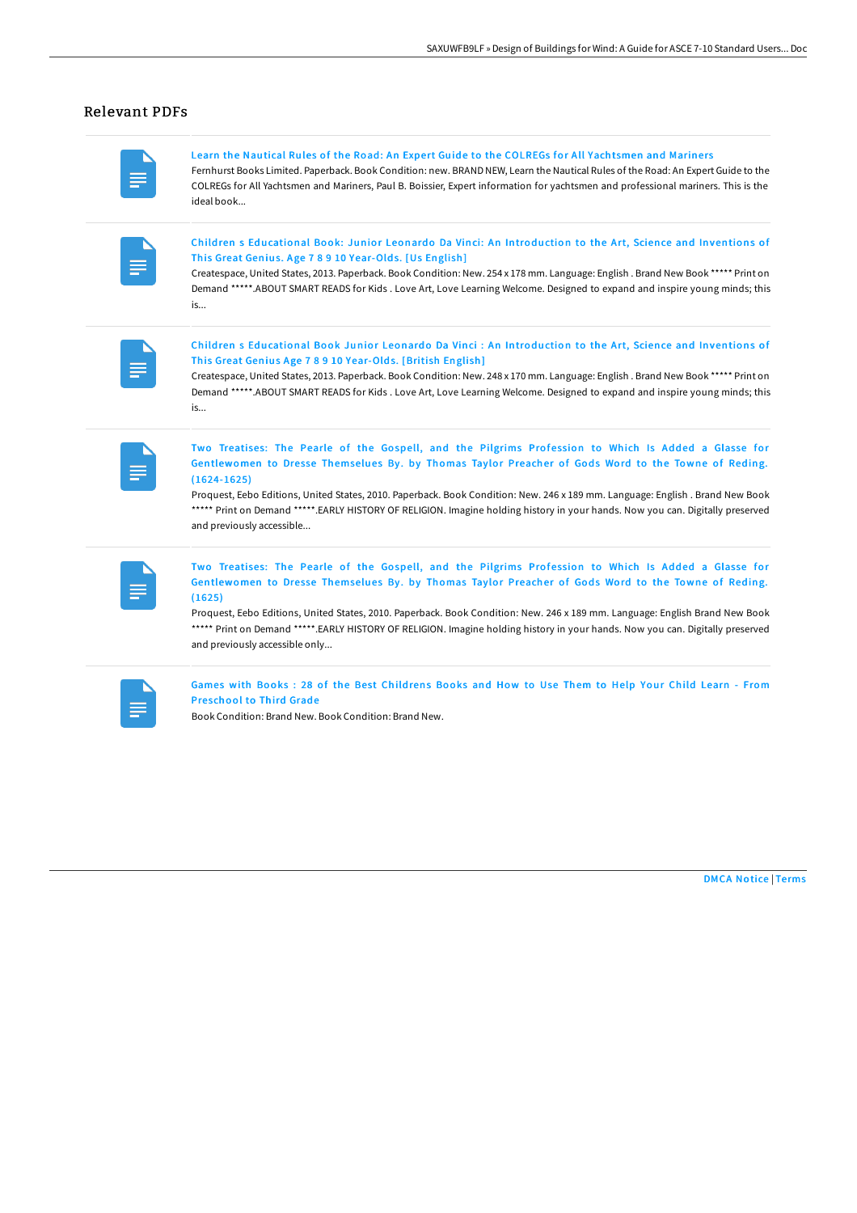## Relevant PDFs

**Learn the Nautical Rules of the Road: An Expert Guide to the COLREGs for All Yachtsmen and Mariners**

Fernhurst Books Limited. Paperback. Book Condition: new. BRAND NEW, Learn the Nautical Rules of the Road: An Expert Guide to the COLREGs for All Yachtsmen and Mariners, Paul B. Boissier, Expert information for yachtsmen and professional mariners. This is the ideal book...

**Children s Educational Book: Junior Leonardo Da Vinci: An Introduction to the Art, Science and Inventions of This Great Genius. Age 7 8 9 10 Year-Olds. [Us English]**

Createspace, United States, 2013. Paperback. Book Condition: New. 254 x 178 mm. Language: English . Brand New Book ***** Print on Demand *****.ABOUT SMART READS for Kids . Love Art, Love Learning Welcome. Designed to expand and inspire young minds; this is...

**Children s Educational Book Junior Leonardo Da Vinci : An Introduction to the Art, Science and Inventions of This Great Genius Age 7 8 9 10 Year-Olds. [British English]**

Createspace, United States, 2013. Paperback. Book Condition: New. 248 x 170 mm. Language: English . Brand New Book ***** Print on Demand *****.ABOUT SMART READS for Kids . Love Art, Love Learning Welcome. Designed to expand and inspire young minds; this is...

**Two Treatises: The Pearle of the Gospell, and the Pilgrims Profession to Which Is Added a Glasse for Gentlewomen to Dresse Themselues By. by Thomas Taylor Preacher of Gods Word to the Towne of Reding. (1624-1625)**

Proquest, Eebo Editions, United States, 2010. Paperback. Book Condition: New. 246 x 189 mm. Language: English . Brand New Book ***** Print on Demand *****.EARLY HISTORY OF RELIGION. Imagine holding history in your hands. Now you can. Digitally preserved and previously accessible...

**Two Treatises: The Pearle of the Gospell, and the Pilgrims Profession to Which Is Added a Glasse for Gentlewomen to Dresse Themselues By. by Thomas Taylor Preacher of Gods Word to the Towne of Reding. (1625)**

Proquest, Eebo Editions, United States, 2010. Paperback. Book Condition: New. 246 x 189 mm. Language: English Brand New Book ***** Print on Demand *****.EARLY HISTORY OF RELIGION. Imagine holding history in your hands. Now you can. Digitally preserved and previously accessible only...

**Games with Books : 28 of the Best Childrens Books and How to Use Them to Help Your Child Learn - From Preschool to Third Grade**

Book Condition: Brand New. Book Condition: Brand New.

DMCA Notice | Terms